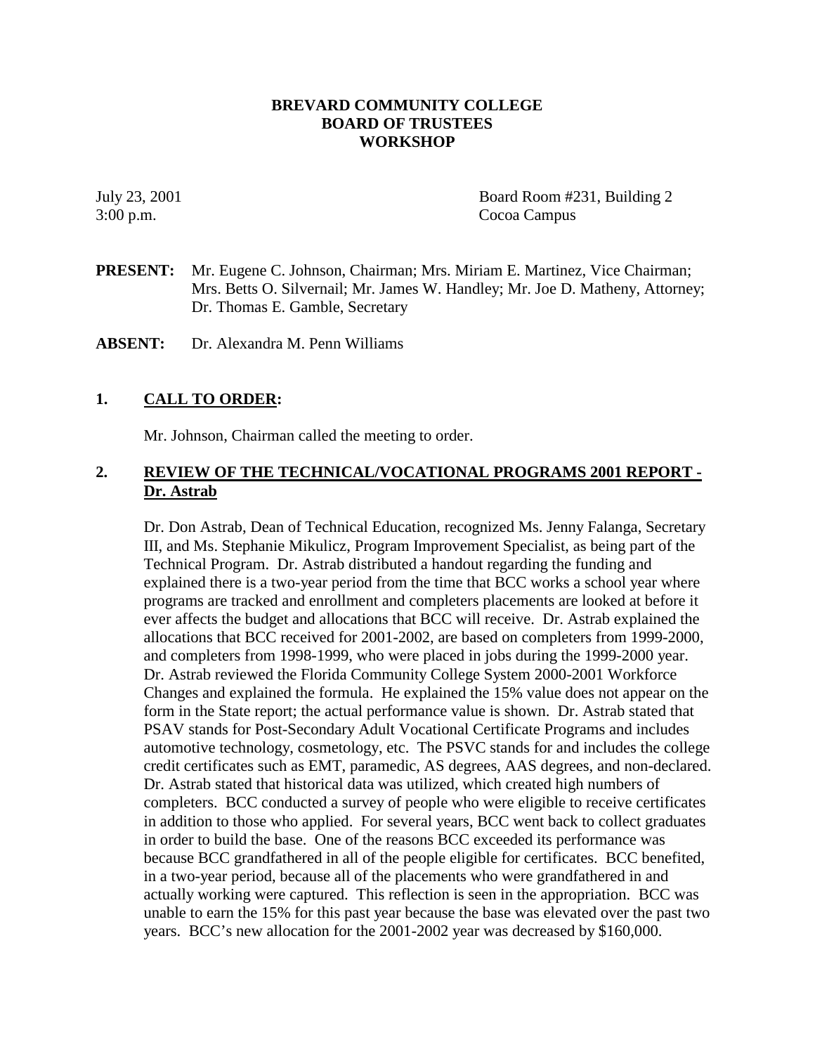**BREVARD COMMUNITY COLLEGE**
**BOARD OF TRUSTEES**
**WORKSHOP**

July 23, 2001
3:00 p.m.

Board Room #231, Building 2
Cocoa Campus

**PRESENT:** Mr. Eugene C. Johnson, Chairman; Mrs. Miriam E. Martinez, Vice Chairman; Mrs. Betts O. Silvernail; Mr. James W. Handley; Mr. Joe D. Matheny, Attorney; Dr. Thomas E. Gamble, Secretary

**ABSENT:** Dr. Alexandra M. Penn Williams

## 1. CALL TO ORDER:

Mr. Johnson, Chairman called the meeting to order.

## 2. REVIEW OF THE TECHNICAL/VOCATIONAL PROGRAMS 2001 REPORT - Dr. Astrab

Dr. Don Astrab, Dean of Technical Education, recognized Ms. Jenny Falanga, Secretary III, and Ms. Stephanie Mikulicz, Program Improvement Specialist, as being part of the Technical Program. Dr. Astrab distributed a handout regarding the funding and explained there is a two-year period from the time that BCC works a school year where programs are tracked and enrollment and completers placements are looked at before it ever affects the budget and allocations that BCC will receive. Dr. Astrab explained the allocations that BCC received for 2001-2002, are based on completers from 1999-2000, and completers from 1998-1999, who were placed in jobs during the 1999-2000 year. Dr. Astrab reviewed the Florida Community College System 2000-2001 Workforce Changes and explained the formula. He explained the 15% value does not appear on the form in the State report; the actual performance value is shown. Dr. Astrab stated that PSAV stands for Post-Secondary Adult Vocational Certificate Programs and includes automotive technology, cosmetology, etc. The PSVC stands for and includes the college credit certificates such as EMT, paramedic, AS degrees, AAS degrees, and non-declared. Dr. Astrab stated that historical data was utilized, which created high numbers of completers. BCC conducted a survey of people who were eligible to receive certificates in addition to those who applied. For several years, BCC went back to collect graduates in order to build the base. One of the reasons BCC exceeded its performance was because BCC grandfathered in all of the people eligible for certificates. BCC benefited, in a two-year period, because all of the placements who were grandfathered in and actually working were captured. This reflection is seen in the appropriation. BCC was unable to earn the 15% for this past year because the base was elevated over the past two years. BCC's new allocation for the 2001-2002 year was decreased by $160,000.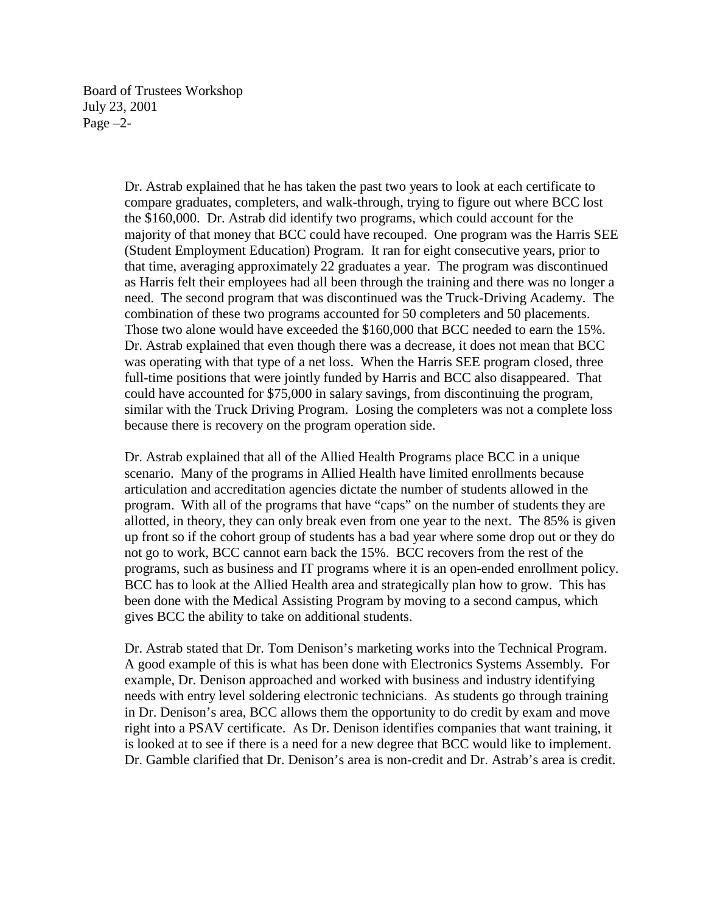Dr. Astrab explained that he has taken the past two years to look at each certificate to compare graduates, completers, and walk-through, trying to figure out where BCC lost the $160,000. Dr. Astrab did identify two programs, which could account for the majority of that money that BCC could have recouped. One program was the Harris SEE (Student Employment Education) Program. It ran for eight consecutive years, prior to that time, averaging approximately 22 graduates a year. The program was discontinued as Harris felt their employees had all been through the training and there was no longer a need. The second program that was discontinued was the Truck-Driving Academy. The combination of these two programs accounted for 50 completers and 50 placements. Those two alone would have exceeded the $160,000 that BCC needed to earn the 15%. Dr. Astrab explained that even though there was a decrease, it does not mean that BCC was operating with that type of a net loss. When the Harris SEE program closed, three full-time positions that were jointly funded by Harris and BCC also disappeared. That could have accounted for $75,000 in salary savings, from discontinuing the program, similar with the Truck Driving Program. Losing the completers was not a complete loss because there is recovery on the program operation side.

Dr. Astrab explained that all of the Allied Health Programs place BCC in a unique scenario. Many of the programs in Allied Health have limited enrollments because articulation and accreditation agencies dictate the number of students allowed in the program. With all of the programs that have "caps" on the number of students they are allotted, in theory, they can only break even from one year to the next. The 85% is given up front so if the cohort group of students has a bad year where some drop out or they do not go to work, BCC cannot earn back the 15%. BCC recovers from the rest of the programs, such as business and IT programs where it is an open-ended enrollment policy. BCC has to look at the Allied Health area and strategically plan how to grow. This has been done with the Medical Assisting Program by moving to a second campus, which gives BCC the ability to take on additional students.

Dr. Astrab stated that Dr. Tom Denison's marketing works into the Technical Program. A good example of this is what has been done with Electronics Systems Assembly. For example, Dr. Denison approached and worked with business and industry identifying needs with entry level soldering electronic technicians. As students go through training in Dr. Denison's area, BCC allows them the opportunity to do credit by exam and move right into a PSAV certificate. As Dr. Denison identifies companies that want training, it is looked at to see if there is a need for a new degree that BCC would like to implement. Dr. Gamble clarified that Dr. Denison's area is non-credit and Dr. Astrab's area is credit.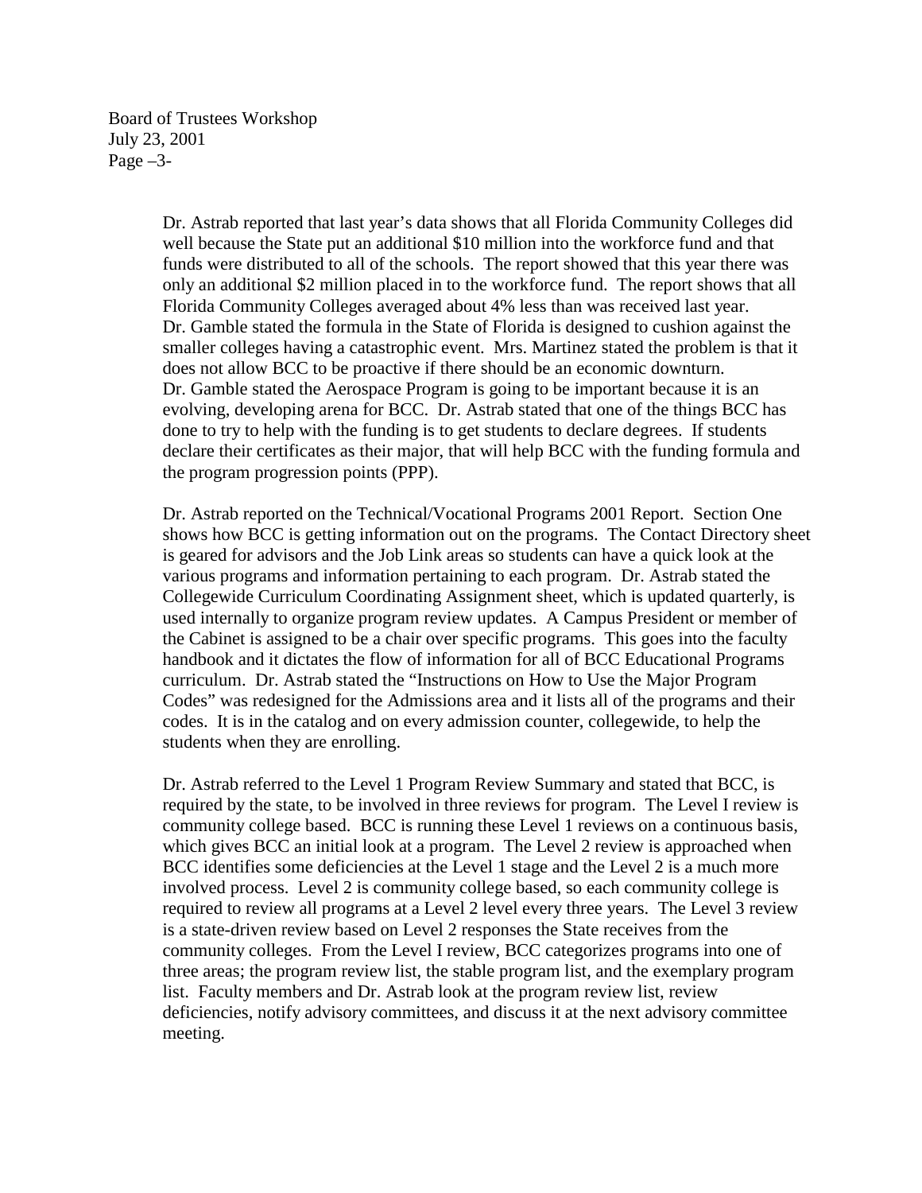Dr. Astrab reported that last year's data shows that all Florida Community Colleges did well because the State put an additional $10 million into the workforce fund and that funds were distributed to all of the schools. The report showed that this year there was only an additional $2 million placed in to the workforce fund. The report shows that all Florida Community Colleges averaged about 4% less than was received last year. Dr. Gamble stated the formula in the State of Florida is designed to cushion against the smaller colleges having a catastrophic event. Mrs. Martinez stated the problem is that it does not allow BCC to be proactive if there should be an economic downturn. Dr. Gamble stated the Aerospace Program is going to be important because it is an evolving, developing arena for BCC. Dr. Astrab stated that one of the things BCC has done to try to help with the funding is to get students to declare degrees. If students declare their certificates as their major, that will help BCC with the funding formula and the program progression points (PPP).

Dr. Astrab reported on the Technical/Vocational Programs 2001 Report. Section One shows how BCC is getting information out on the programs. The Contact Directory sheet is geared for advisors and the Job Link areas so students can have a quick look at the various programs and information pertaining to each program. Dr. Astrab stated the Collegewide Curriculum Coordinating Assignment sheet, which is updated quarterly, is used internally to organize program review updates. A Campus President or member of the Cabinet is assigned to be a chair over specific programs. This goes into the faculty handbook and it dictates the flow of information for all of BCC Educational Programs curriculum. Dr. Astrab stated the "Instructions on How to Use the Major Program Codes" was redesigned for the Admissions area and it lists all of the programs and their codes. It is in the catalog and on every admission counter, collegewide, to help the students when they are enrolling.

Dr. Astrab referred to the Level 1 Program Review Summary and stated that BCC, is required by the state, to be involved in three reviews for program. The Level I review is community college based. BCC is running these Level 1 reviews on a continuous basis, which gives BCC an initial look at a program. The Level 2 review is approached when BCC identifies some deficiencies at the Level 1 stage and the Level 2 is a much more involved process. Level 2 is community college based, so each community college is required to review all programs at a Level 2 level every three years. The Level 3 review is a state-driven review based on Level 2 responses the State receives from the community colleges. From the Level I review, BCC categorizes programs into one of three areas; the program review list, the stable program list, and the exemplary program list. Faculty members and Dr. Astrab look at the program review list, review deficiencies, notify advisory committees, and discuss it at the next advisory committee meeting.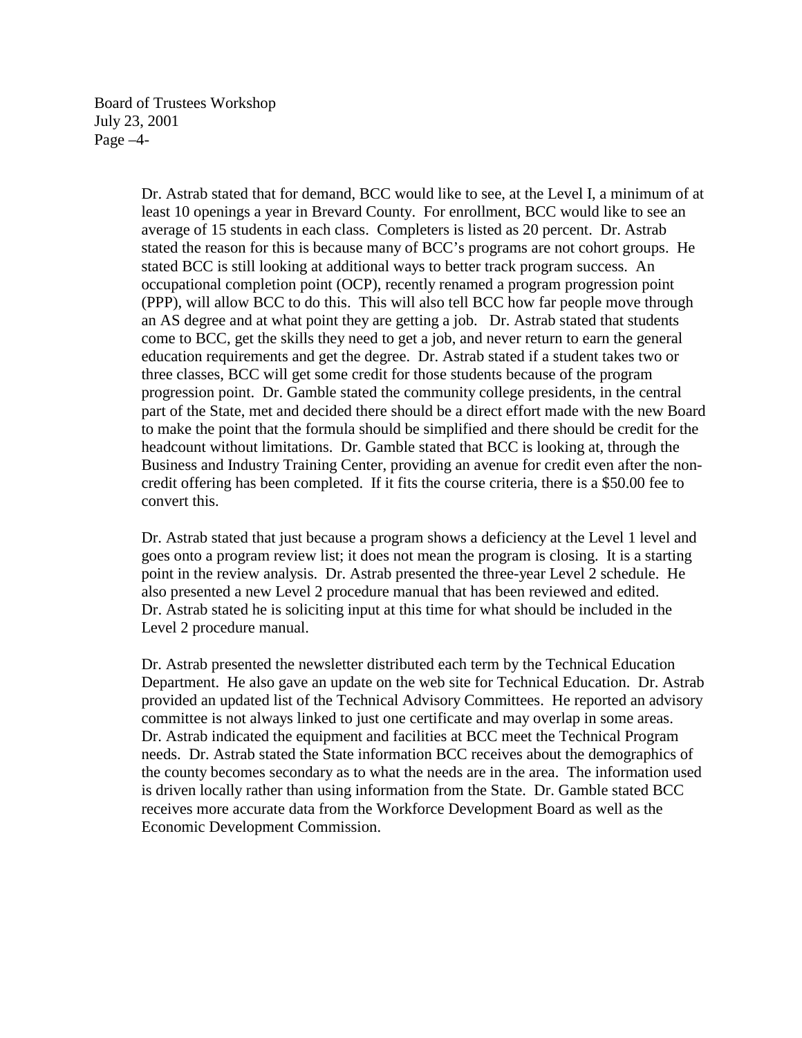Dr. Astrab stated that for demand, BCC would like to see, at the Level I, a minimum of at least 10 openings a year in Brevard County. For enrollment, BCC would like to see an average of 15 students in each class. Completers is listed as 20 percent. Dr. Astrab stated the reason for this is because many of BCC's programs are not cohort groups. He stated BCC is still looking at additional ways to better track program success. An occupational completion point (OCP), recently renamed a program progression point (PPP), will allow BCC to do this. This will also tell BCC how far people move through an AS degree and at what point they are getting a job. Dr. Astrab stated that students come to BCC, get the skills they need to get a job, and never return to earn the general education requirements and get the degree. Dr. Astrab stated if a student takes two or three classes, BCC will get some credit for those students because of the program progression point. Dr. Gamble stated the community college presidents, in the central part of the State, met and decided there should be a direct effort made with the new Board to make the point that the formula should be simplified and there should be credit for the headcount without limitations. Dr. Gamble stated that BCC is looking at, through the Business and Industry Training Center, providing an avenue for credit even after the non-credit offering has been completed. If it fits the course criteria, there is a $50.00 fee to convert this.

Dr. Astrab stated that just because a program shows a deficiency at the Level 1 level and goes onto a program review list; it does not mean the program is closing. It is a starting point in the review analysis. Dr. Astrab presented the three-year Level 2 schedule. He also presented a new Level 2 procedure manual that has been reviewed and edited. Dr. Astrab stated he is soliciting input at this time for what should be included in the Level 2 procedure manual.

Dr. Astrab presented the newsletter distributed each term by the Technical Education Department. He also gave an update on the web site for Technical Education. Dr. Astrab provided an updated list of the Technical Advisory Committees. He reported an advisory committee is not always linked to just one certificate and may overlap in some areas. Dr. Astrab indicated the equipment and facilities at BCC meet the Technical Program needs. Dr. Astrab stated the State information BCC receives about the demographics of the county becomes secondary as to what the needs are in the area. The information used is driven locally rather than using information from the State. Dr. Gamble stated BCC receives more accurate data from the Workforce Development Board as well as the Economic Development Commission.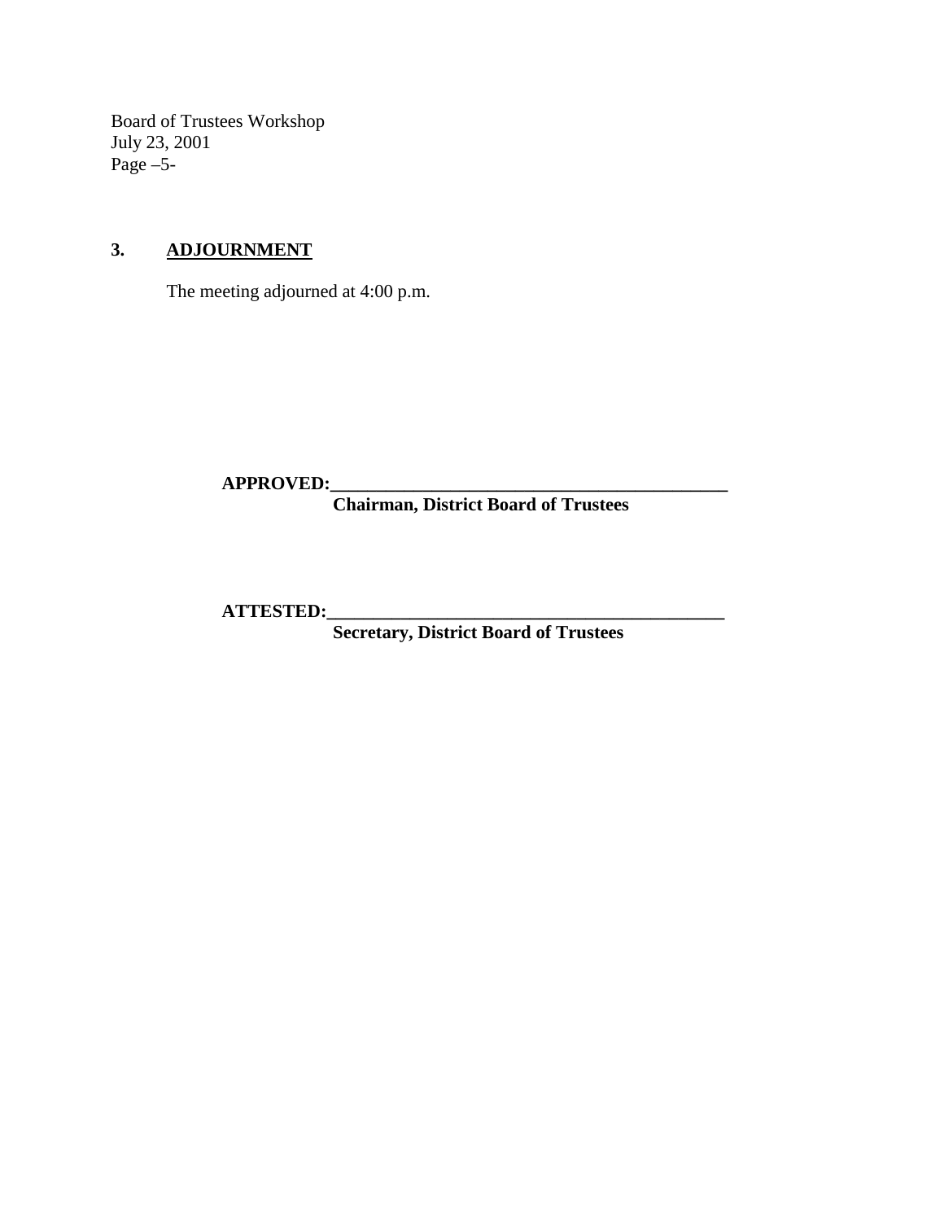## 3. ADJOURNMENT

The meeting adjourned at 4:00 p.m.

**APPROVED:**\_\_\_\_\_\_\_\_\_\_\_\_\_\_\_\_\_\_\_\_\_\_\_\_\_\_\_\_\_\_\_\_\_\_\_\_\_\_\_\_\_\_\_\_
**Chairman, District Board of Trustees**

**ATTESTED:**\_\_\_\_\_\_\_\_\_\_\_\_\_\_\_\_\_\_\_\_\_\_\_\_\_\_\_\_\_\_\_\_\_\_\_\_\_\_\_\_\_\_\_\_
**Secretary, District Board of Trustees**